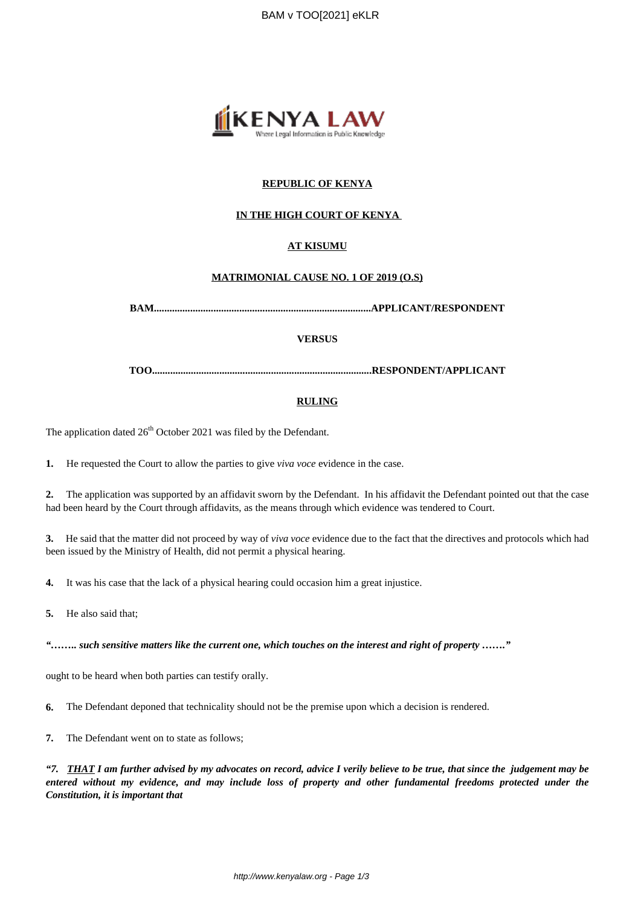**REPUBLIC OF KENYA**

**IN THE HIGH COURT OF KENYA**

**AT KISUMU**

**MATRIMONIAL CAUSE NO. 1 OF 2019 (O.S)**

**BAM.....................................................................................APPLICANT/RESPONDENT**

**VERSUS**

**TOO.....................................................................................RESPONDENT/APPLICANT**

**RULING**

The application dated 26th October 2021 was filed by the Defendant.

**1.** He requested the Court to allow the parties to give *viva voce* evidence in the case.

**2.** The application was supported by an affidavit sworn by the Defendant. In his affidavit the Defendant pointed out that the case had been heard by the Court through affidavits, as the means through which evidence was tendered to Court.

**3.** He said that the matter did not proceed by way of *viva voce* evidence due to the fact that the directives and protocols which had been issued by the Ministry of Health, did not permit a physical hearing.

**4.** It was his case that the lack of a physical hearing could occasion him a great injustice.

**5.** He also said that;

***"…….. such sensitive matters like the current one, which touches on the interest and right of property ……."***

ought to be heard when both parties can testify orally.

**6.** The Defendant deponed that technicality should not be the premise upon which a decision is rendered.

**7.** The Defendant went on to state as follows;

***"7. THAT I am further advised by my advocates on record, advice I verily believe to be true, that since the judgement may be entered without my evidence, and may include loss of property and other fundamental freedoms protected under the Constitution, it is important that***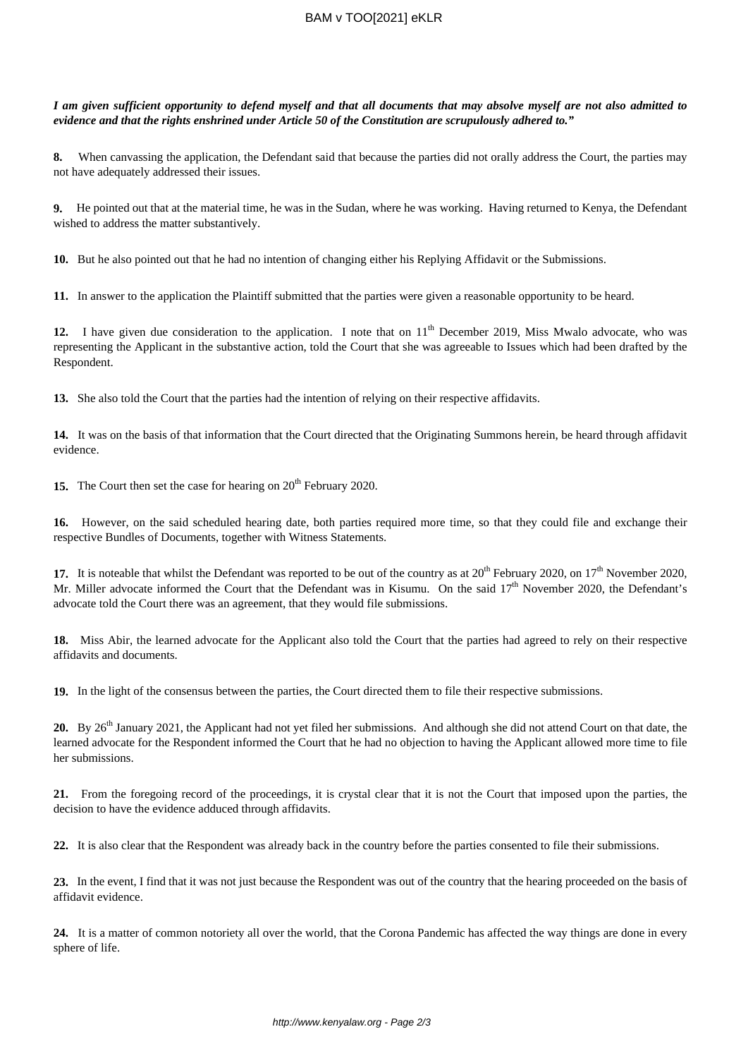***I am given sufficient opportunity to defend myself and that all documents that may absolve myself are not also admitted to evidence and that the rights enshrined under Article 50 of the Constitution are scrupulously adhered to."***

**8.** When canvassing the application, the Defendant said that because the parties did not orally address the Court, the parties may not have adequately addressed their issues.

**9.** He pointed out that at the material time, he was in the Sudan, where he was working. Having returned to Kenya, the Defendant wished to address the matter substantively.

**10.** But he also pointed out that he had no intention of changing either his Replying Affidavit or the Submissions.

**11.** In answer to the application the Plaintiff submitted that the parties were given a reasonable opportunity to be heard.

**12.** I have given due consideration to the application. I note that on 11th December 2019, Miss Mwalo advocate, who was representing the Applicant in the substantive action, told the Court that she was agreeable to Issues which had been drafted by the Respondent.

**13.** She also told the Court that the parties had the intention of relying on their respective affidavits.

**14.** It was on the basis of that information that the Court directed that the Originating Summons herein, be heard through affidavit evidence.

**15.** The Court then set the case for hearing on 20th February 2020.

**16.** However, on the said scheduled hearing date, both parties required more time, so that they could file and exchange their respective Bundles of Documents, together with Witness Statements.

**17.** It is noteable that whilst the Defendant was reported to be out of the country as at 20th February 2020, on 17th November 2020, Mr. Miller advocate informed the Court that the Defendant was in Kisumu. On the said 17th November 2020, the Defendant's advocate told the Court there was an agreement, that they would file submissions.

**18.** Miss Abir, the learned advocate for the Applicant also told the Court that the parties had agreed to rely on their respective affidavits and documents.

**19.** In the light of the consensus between the parties, the Court directed them to file their respective submissions.

**20.** By 26th January 2021, the Applicant had not yet filed her submissions. And although she did not attend Court on that date, the learned advocate for the Respondent informed the Court that he had no objection to having the Applicant allowed more time to file her submissions.

**21.** From the foregoing record of the proceedings, it is crystal clear that it is not the Court that imposed upon the parties, the decision to have the evidence adduced through affidavits.

**22.** It is also clear that the Respondent was already back in the country before the parties consented to file their submissions.

**23.** In the event, I find that it was not just because the Respondent was out of the country that the hearing proceeded on the basis of affidavit evidence.

**24.** It is a matter of common notoriety all over the world, that the Corona Pandemic has affected the way things are done in every sphere of life.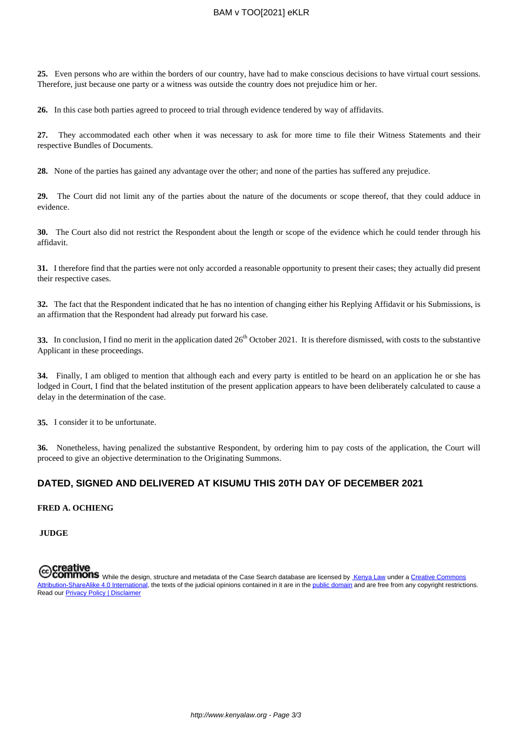**25.** Even persons who are within the borders of our country, have had to make conscious decisions to have virtual court sessions. Therefore, just because one party or a witness was outside the country does not prejudice him or her.

**26.** In this case both parties agreed to proceed to trial through evidence tendered by way of affidavits.

**27.** They accommodated each other when it was necessary to ask for more time to file their Witness Statements and their respective Bundles of Documents.

**28.** None of the parties has gained any advantage over the other; and none of the parties has suffered any prejudice.

**29.** The Court did not limit any of the parties about the nature of the documents or scope thereof, that they could adduce in evidence.

**30.** The Court also did not restrict the Respondent about the length or scope of the evidence which he could tender through his affidavit.

**31.** I therefore find that the parties were not only accorded a reasonable opportunity to present their cases; they actually did present their respective cases.

**32.** The fact that the Respondent indicated that he has no intention of changing either his Replying Affidavit or his Submissions, is an affirmation that the Respondent had already put forward his case.

**33.** In conclusion, I find no merit in the application dated 26th October 2021. It is therefore dismissed, with costs to the substantive Applicant in these proceedings.

**34.** Finally, I am obliged to mention that although each and every party is entitled to be heard on an application he or she has lodged in Court, I find that the belated institution of the present application appears to have been deliberately calculated to cause a delay in the determination of the case.

**35.** I consider it to be unfortunate.

**36.** Nonetheless, having penalized the substantive Respondent, by ordering him to pay costs of the application, the Court will proceed to give an objective determination to the Originating Summons.

**DATED, SIGNED AND DELIVERED AT KISUMU THIS 20TH DAY OF DECEMBER 2021**

**FRED A. OCHIENG**

**JUDGE**

While the design, structure and metadata of the Case Search database are licensed by Kenya Law under a Creative Commons Attribution-ShareAlike 4.0 International, the texts of the judicial opinions contained in it are in the public domain and are free from any copyright restrictions. Read our Privacy Policy | Disclaimer